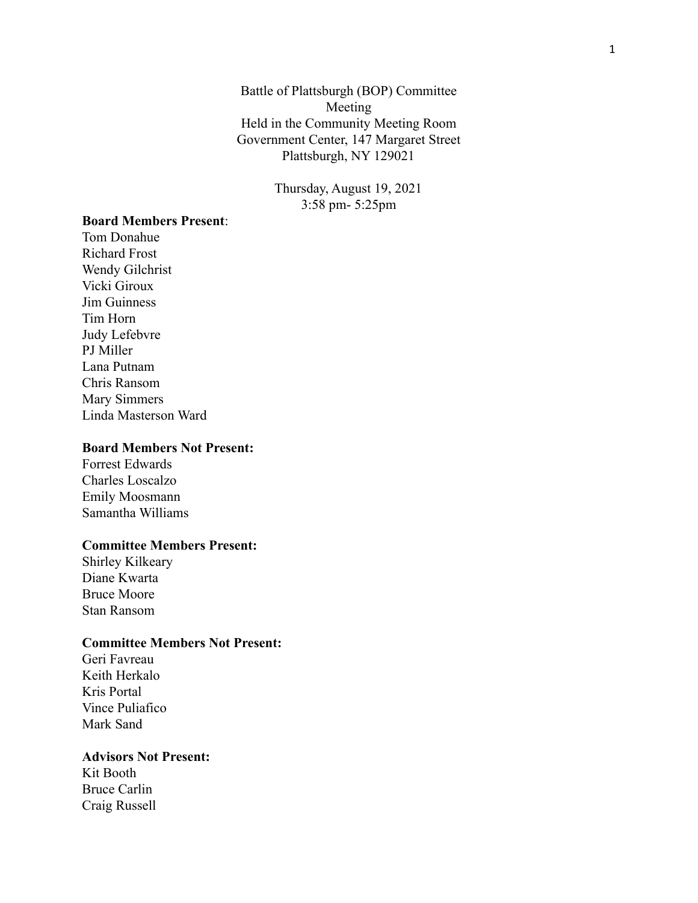Battle of Plattsburgh (BOP) Committee
Meeting
Held in the Community Meeting Room
Government Center, 147 Margaret Street
Plattsburgh, NY 129021

Thursday, August 19, 2021
3:58 pm- 5:25pm

**Board Members Present**:
Tom Donahue
Richard Frost
Wendy Gilchrist
Vicki Giroux
Jim Guinness
Tim Horn
Judy Lefebvre
PJ Miller
Lana Putnam
Chris Ransom
Mary Simmers
Linda Masterson Ward

**Board Members Not Present:**
Forrest Edwards
Charles Loscalzo
Emily Moosmann
Samantha Williams

**Committee Members Present:**
Shirley Kilkeary
Diane Kwarta
Bruce Moore
Stan Ransom

**Committee Members Not Present:**
Geri Favreau
Keith Herkalo
Kris Portal
Vince Puliafico
Mark Sand

**Advisors Not Present:**
Kit Booth
Bruce Carlin
Craig Russell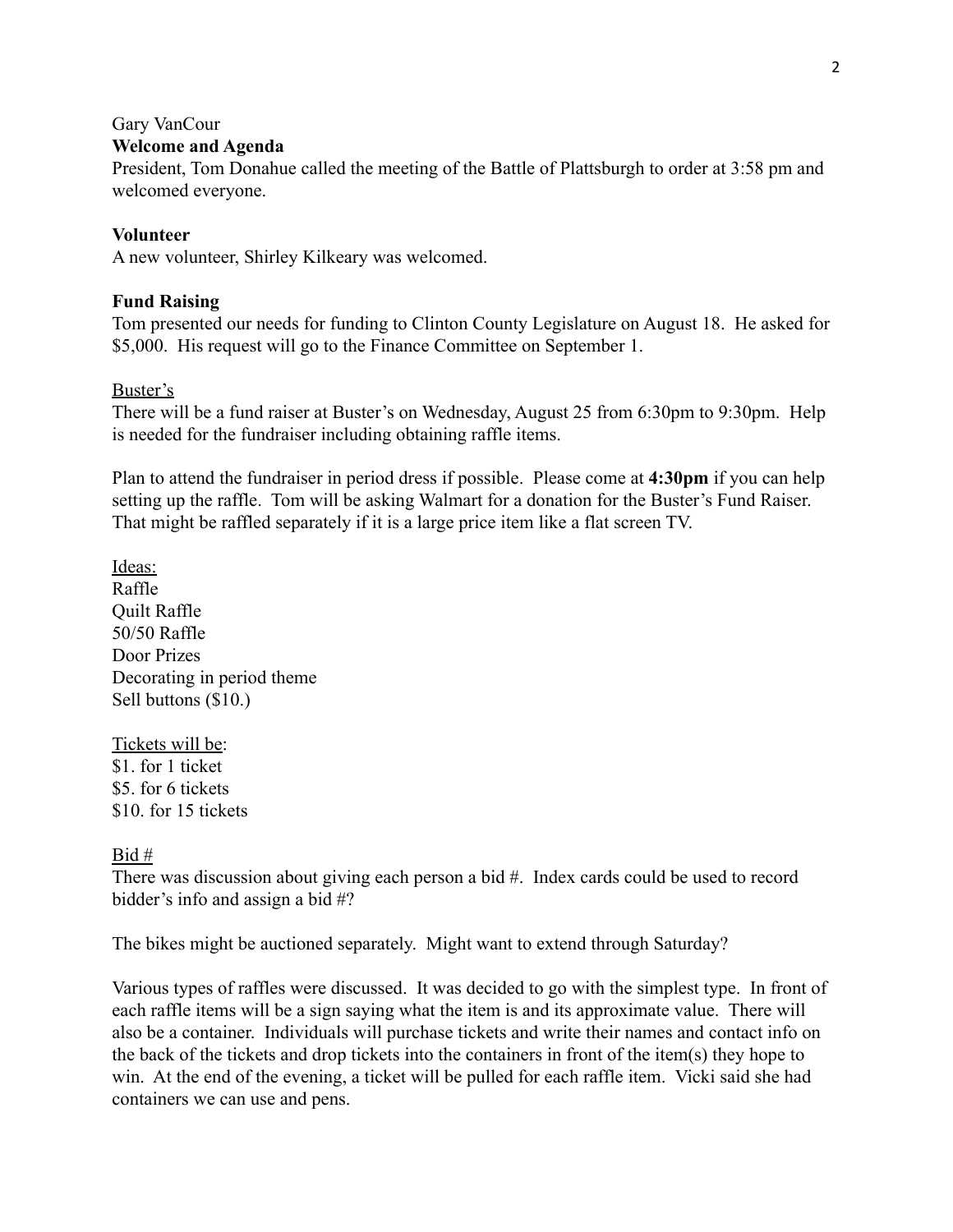Gary VanCour

**Welcome and Agenda**

President, Tom Donahue called the meeting of the Battle of Plattsburgh to order at 3:58 pm and welcomed everyone.

**Volunteer**

A new volunteer, Shirley Kilkeary was welcomed.

**Fund Raising**

Tom presented our needs for funding to Clinton County Legislature on August 18. He asked for $5,000. His request will go to the Finance Committee on September 1.

<u>Buster's</u>

There will be a fund raiser at Buster's on Wednesday, August 25 from 6:30pm to 9:30pm. Help is needed for the fundraiser including obtaining raffle items.

Plan to attend the fundraiser in period dress if possible. Please come at **4:30pm** if you can help setting up the raffle. Tom will be asking Walmart for a donation for the Buster's Fund Raiser. That might be raffled separately if it is a large price item like a flat screen TV.

<u>Ideas:</u>

Raffle
Quilt Raffle
50/50 Raffle
Door Prizes
Decorating in period theme
Sell buttons ($10.)

<u>Tickets will be</u>:

$1. for 1 ticket
$5. for 6 tickets
$10. for 15 tickets

<u>Bid #</u>

There was discussion about giving each person a bid #. Index cards could be used to record bidder's info and assign a bid #?

The bikes might be auctioned separately. Might want to extend through Saturday?

Various types of raffles were discussed. It was decided to go with the simplest type. In front of each raffle items will be a sign saying what the item is and its approximate value. There will also be a container. Individuals will purchase tickets and write their names and contact info on the back of the tickets and drop tickets into the containers in front of the item(s) they hope to win. At the end of the evening, a ticket will be pulled for each raffle item. Vicki said she had containers we can use and pens.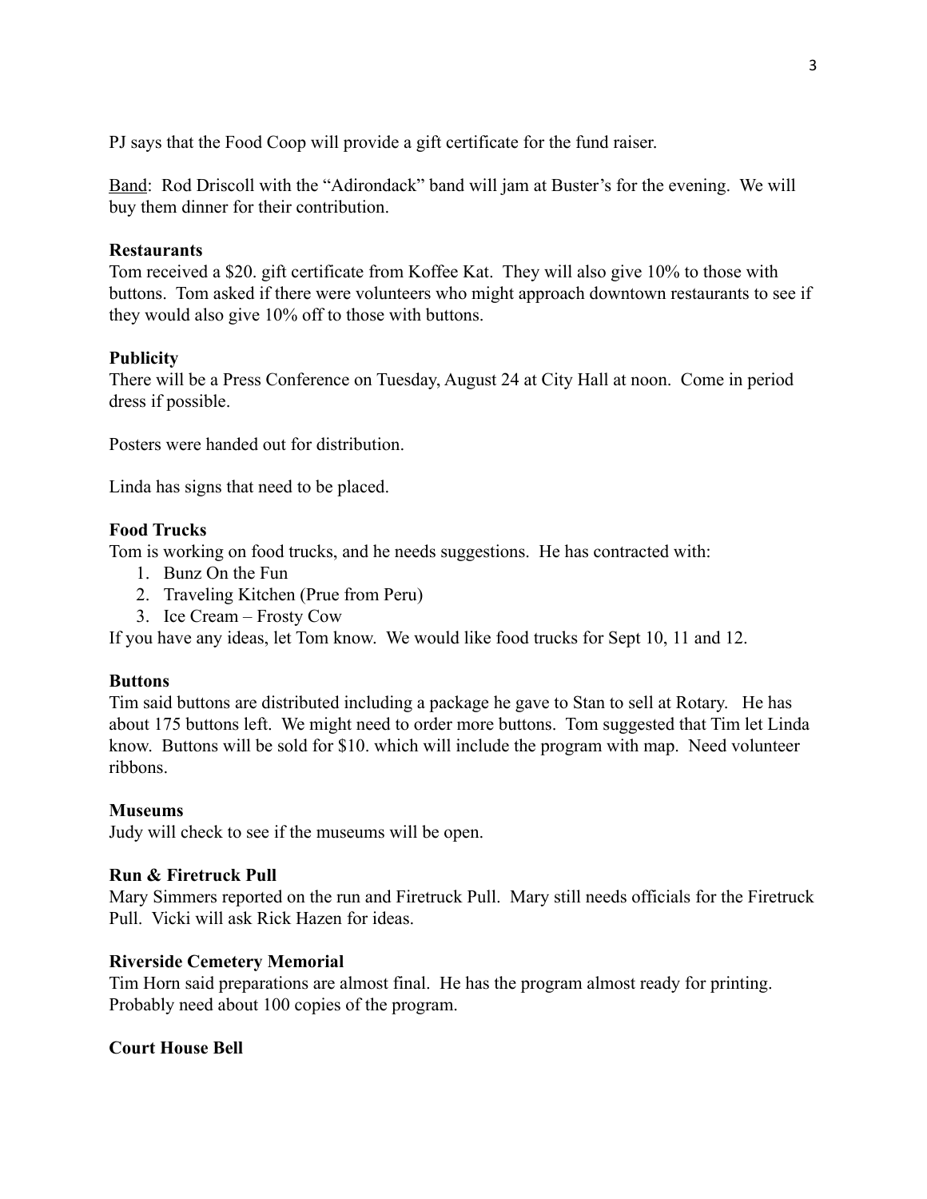PJ says that the Food Coop will provide a gift certificate for the fund raiser.

Band: Rod Driscoll with the "Adirondack" band will jam at Buster's for the evening. We will buy them dinner for their contribution.

**Restaurants**

Tom received a $20. gift certificate from Koffee Kat. They will also give 10% to those with buttons. Tom asked if there were volunteers who might approach downtown restaurants to see if they would also give 10% off to those with buttons.

**Publicity**

There will be a Press Conference on Tuesday, August 24 at City Hall at noon. Come in period dress if possible.

Posters were handed out for distribution.

Linda has signs that need to be placed.

**Food Trucks**

Tom is working on food trucks, and he needs suggestions. He has contracted with:

1. Bunz On the Fun
2. Traveling Kitchen (Prue from Peru)
3. Ice Cream – Frosty Cow

If you have any ideas, let Tom know. We would like food trucks for Sept 10, 11 and 12.

**Buttons**

Tim said buttons are distributed including a package he gave to Stan to sell at Rotary. He has about 175 buttons left. We might need to order more buttons. Tom suggested that Tim let Linda know. Buttons will be sold for $10. which will include the program with map. Need volunteer ribbons.

**Museums**

Judy will check to see if the museums will be open.

**Run & Firetruck Pull**

Mary Simmers reported on the run and Firetruck Pull. Mary still needs officials for the Firetruck Pull. Vicki will ask Rick Hazen for ideas.

**Riverside Cemetery Memorial**

Tim Horn said preparations are almost final. He has the program almost ready for printing. Probably need about 100 copies of the program.

**Court House Bell**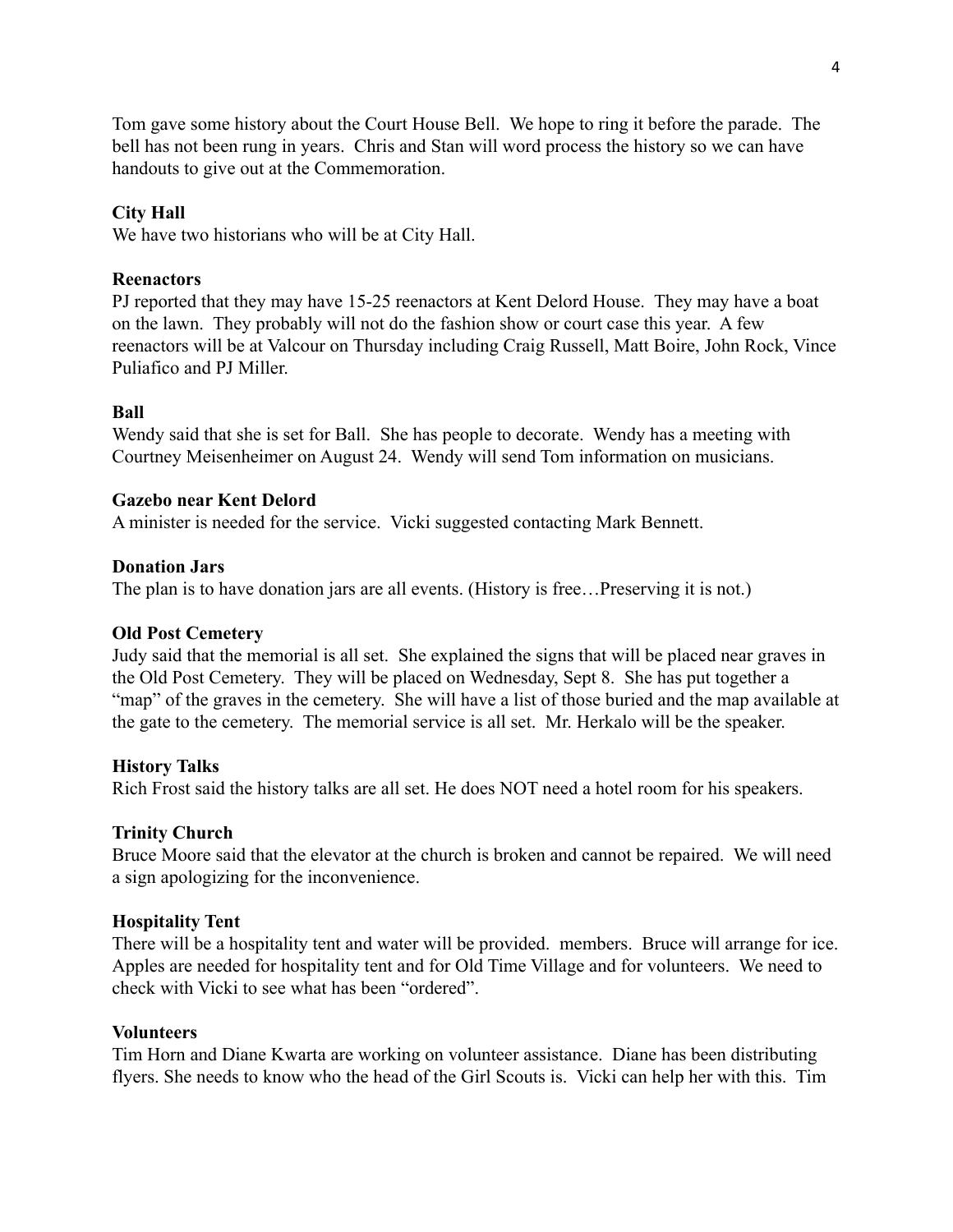Tom gave some history about the Court House Bell. We hope to ring it before the parade. The bell has not been rung in years. Chris and Stan will word process the history so we can have handouts to give out at the Commemoration.

**City Hall**

We have two historians who will be at City Hall.

**Reenactors**

PJ reported that they may have 15-25 reenactors at Kent Delord House. They may have a boat on the lawn. They probably will not do the fashion show or court case this year. A few reenactors will be at Valcour on Thursday including Craig Russell, Matt Boire, John Rock, Vince Puliafico and PJ Miller.

**Ball**

Wendy said that she is set for Ball. She has people to decorate. Wendy has a meeting with Courtney Meisenheimer on August 24. Wendy will send Tom information on musicians.

**Gazebo near Kent Delord**

A minister is needed for the service. Vicki suggested contacting Mark Bennett.

**Donation Jars**

The plan is to have donation jars are all events. (History is free…Preserving it is not.)

**Old Post Cemetery**

Judy said that the memorial is all set. She explained the signs that will be placed near graves in the Old Post Cemetery. They will be placed on Wednesday, Sept 8. She has put together a "map" of the graves in the cemetery. She will have a list of those buried and the map available at the gate to the cemetery. The memorial service is all set. Mr. Herkalo will be the speaker.

**History Talks**

Rich Frost said the history talks are all set. He does NOT need a hotel room for his speakers.

**Trinity Church**

Bruce Moore said that the elevator at the church is broken and cannot be repaired. We will need a sign apologizing for the inconvenience.

**Hospitality Tent**

There will be a hospitality tent and water will be provided. members. Bruce will arrange for ice. Apples are needed for hospitality tent and for Old Time Village and for volunteers. We need to check with Vicki to see what has been "ordered".

**Volunteers**

Tim Horn and Diane Kwarta are working on volunteer assistance. Diane has been distributing flyers. She needs to know who the head of the Girl Scouts is. Vicki can help her with this. Tim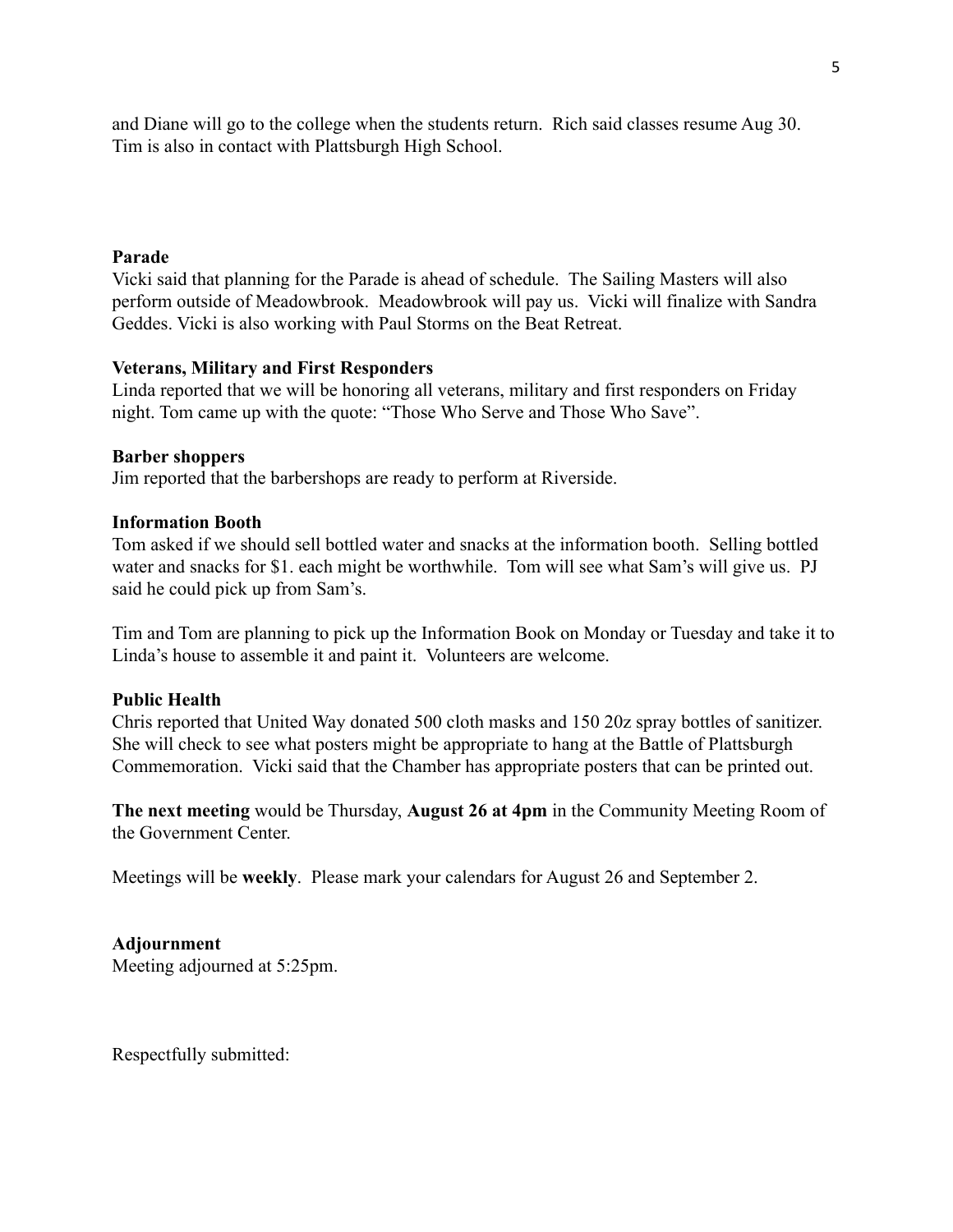and Diane will go to the college when the students return. Rich said classes resume Aug 30. Tim is also in contact with Plattsburgh High School.

**Parade**

Vicki said that planning for the Parade is ahead of schedule. The Sailing Masters will also perform outside of Meadowbrook. Meadowbrook will pay us. Vicki will finalize with Sandra Geddes. Vicki is also working with Paul Storms on the Beat Retreat.

**Veterans, Military and First Responders**

Linda reported that we will be honoring all veterans, military and first responders on Friday night. Tom came up with the quote: "Those Who Serve and Those Who Save".

**Barber shoppers**

Jim reported that the barbershops are ready to perform at Riverside.

**Information Booth**

Tom asked if we should sell bottled water and snacks at the information booth. Selling bottled water and snacks for $1. each might be worthwhile. Tom will see what Sam's will give us. PJ said he could pick up from Sam's.

Tim and Tom are planning to pick up the Information Book on Monday or Tuesday and take it to Linda's house to assemble it and paint it. Volunteers are welcome.

**Public Health**

Chris reported that United Way donated 500 cloth masks and 150 20z spray bottles of sanitizer. She will check to see what posters might be appropriate to hang at the Battle of Plattsburgh Commemoration. Vicki said that the Chamber has appropriate posters that can be printed out.

**The next meeting** would be Thursday, **August 26 at 4pm** in the Community Meeting Room of the Government Center.

Meetings will be **weekly**. Please mark your calendars for August 26 and September 2.

**Adjournment**

Meeting adjourned at 5:25pm.

Respectfully submitted: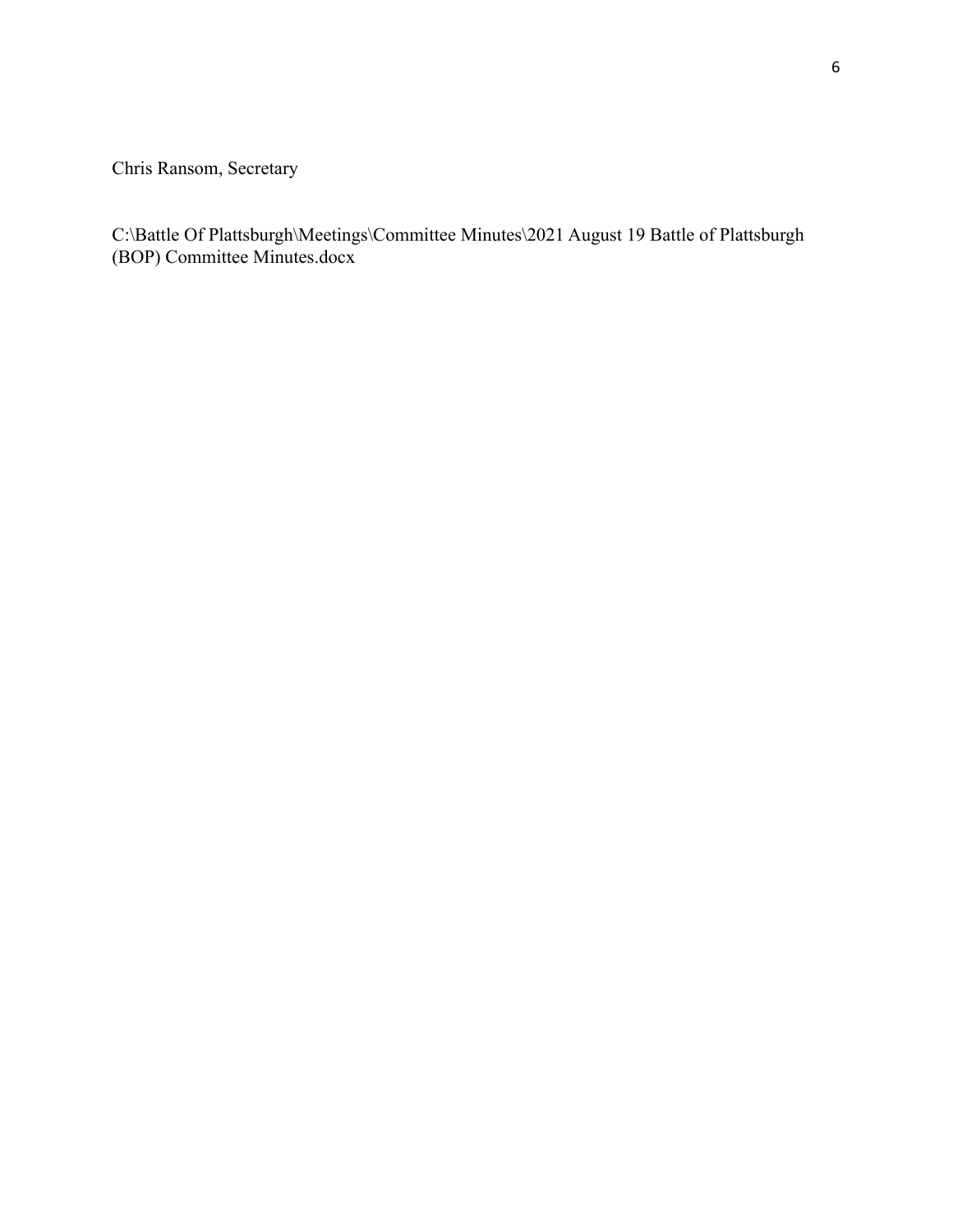Chris Ransom, Secretary

C:\Battle Of Plattsburgh\Meetings\Committee Minutes\2021 August 19 Battle of Plattsburgh (BOP) Committee Minutes.docx